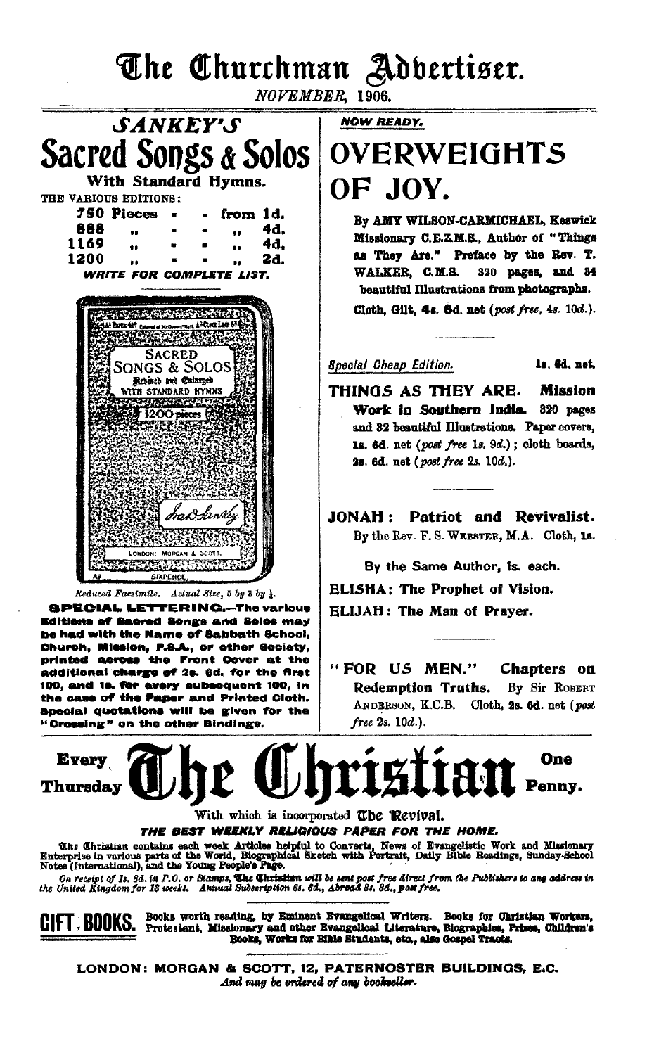# The Churchman Advertiser.

*NOVEMBER, 1906.*

## *SANKEY'S*

# Sacred Songs & Solos

**With Standard Hymns.**

THE VARIOUS EDITIONS:

| | | |
|---|---|---|
| **750 Pieces** | - - | **from 1d.** |
| **888** ,, | - - | ,, **4d.** |
| **1169** ,, | - - | ,, **4d.** |
| **1200** ,, | - - | ,, **2d.** |

***WRITE FOR COMPLETE LIST.***

*Reduced Facsimile. Actual Size, 5 by 3 by ½.*

**SPECIAL LETTERING.—The various Editions of Sacred Songs and Solos may be had with the Name of Sabbath School, Church, Mission, P.S.A., or other Society, printed across the Front Cover at the additional charge of 2s. 6d. for the first 100, and 1s. for every subsequent 100, in the case of the Paper and Printed Cloth. Special quotations will be given for the "Crossing" on the other Bindings.**

***NOW READY.***

# OVERWEIGHTS OF JOY.

**By AMY WILSON-CARMICHAEL, Keswick Missionary C.E.Z.M.S., Author of "Things as They Are." Preface by the Rev. T. WALKER, C.M.S. 320 pages, and 34 beautiful Illustrations from photographs.**

**Cloth, Gilt, 4s. 6d. net** (*post free, 4s. 10d.*).

---

*Special Cheap Edition.* **1s. 6d. net.**

**THINGS AS THEY ARE. Mission Work in Southern India. 320 pages and 32 beautiful Illustrations. Paper covers, 1s. 6d. net** (*post free 1s. 9d.*)**; cloth boards, 2s. 6d. net** (*post free 2s. 10d.*).

---

**JONAH: Patriot and Revivalist.** By the Rev. F. S. WEBSTER, M.A. Cloth, **1s.**

By the Same Author, 1s. each.

**ELISHA: The Prophet of Vision.**

**ELIJAH: The Man of Prayer.**

---

**"FOR US MEN." Chapters on Redemption Truths.** By Sir ROBERT ANDERSON, K.C.B. Cloth, **2s. 6d. net** (*post free 2s. 10d.*).

---

**Every Thursday** # The Christian **One Penny.**

With which is incorporated The Revival.

***THE BEST WEEKLY RELIGIOUS PAPER FOR THE HOME.***

The Christian contains each week Articles helpful to Converts, News of Evangelistic Work and Missionary Enterprise in various parts of the World, Biographical Sketch with Portrait, Daily Bible Readings, Sunday-School Notes (International), and the Young People's Page.

*On receipt of 1s. 8d. in P.O. or Stamps, The Christian will be sent post free direct from the Publishers to any address in the United Kingdom for 13 weeks. Annual Subscription 6s. 6d., Abroad 8s. 8d., post free.*

**GIFT BOOKS.** **Books worth reading, by Eminent Evangelical Writers. Books for Christian Workers, Protestant, Missionary and other Evangelical Literature, Biographies, Prizes, Children's Books, Works for Bible Students, etc., also Gospel Tracts.**

**LONDON: MORGAN & SCOTT, 12, PATERNOSTER BUILDINGS, E.C.**

*And may be ordered of any bookseller.*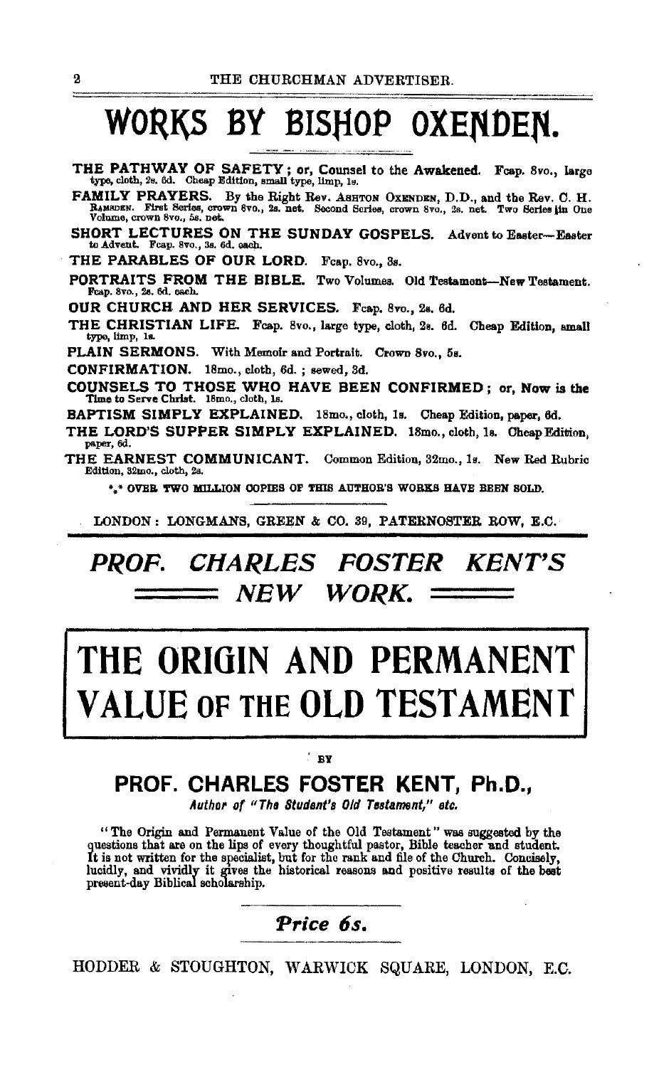# WORKS BY BISHOP OXENDEN.

**THE PATHWAY OF SAFETY; or, Counsel to the Awakened.** Fcap. 8vo., large type, cloth, 2s. 6d. Cheap Edition, small type, limp, 1s.

**FAMILY PRAYERS.** By the Right Rev. ASHTON OXENDEN, D.D., and the Rev. C. H. RAMSDEN. First Series, crown 8vo., 2s. net. Second Series, crown 8vo., 2s. net. Two Series in One Volume, crown 8vo., 5s. net.

**SHORT LECTURES ON THE SUNDAY GOSPELS.** Advent to Easter—Easter to Advent. Fcap. 8vo., 3s. 6d. each.

**THE PARABLES OF OUR LORD.** Fcap. 8vo., 3s.

**PORTRAITS FROM THE BIBLE.** Two Volumes. Old Testament—New Testament. Fcap. 8vo., 2s. 6d. each.

**OUR CHURCH AND HER SERVICES.** Fcap. 8vo., 2s. 6d.

**THE CHRISTIAN LIFE.** Fcap. 8vo., large type, cloth, 2s. 6d. Cheap Edition, small type, limp, 1s.

**PLAIN SERMONS.** With Memoir and Portrait. Crown 8vo., 5s.

**CONFIRMATION.** 18mo., cloth, 6d.; sewed, 3d.

**COUNSELS TO THOSE WHO HAVE BEEN CONFIRMED; or, Now is the Time to Serve Christ.** 18mo., cloth, 1s.

**BAPTISM SIMPLY EXPLAINED.** 18mo., cloth, 1s. Cheap Edition, paper, 6d.

**THE LORD'S SUPPER SIMPLY EXPLAINED.** 18mo., cloth, 1s. Cheap Edition, paper, 6d.

**THE EARNEST COMMUNICANT.** Common Edition, 32mo., 1s. New Red Rubric Edition, 32mo., cloth, 2s.

\*\*\* OVER TWO MILLION COPIES OF THIS AUTHOR'S WORKS HAVE BEEN SOLD.

LONDON: LONGMANS, GREEN & CO. 39, PATERNOSTER ROW, E.C.

---

## *PROF. CHARLES FOSTER KENT'S NEW WORK.*

# THE ORIGIN AND PERMANENT VALUE OF THE OLD TESTAMENT

BY

### PROF. CHARLES FOSTER KENT, Ph.D.,

*Author of "The Student's Old Testament," etc.*

"The Origin and Permanent Value of the Old Testament" was suggested by the questions that are on the lips of every thoughtful pastor, Bible teacher and student. It is not written for the specialist, but for the rank and file of the Church. Concisely, lucidly, and vividly it gives the historical reasons and positive results of the best present-day Biblical scholarship.

### *Price 6s.*

HODDER & STOUGHTON, WARWICK SQUARE, LONDON, E.C.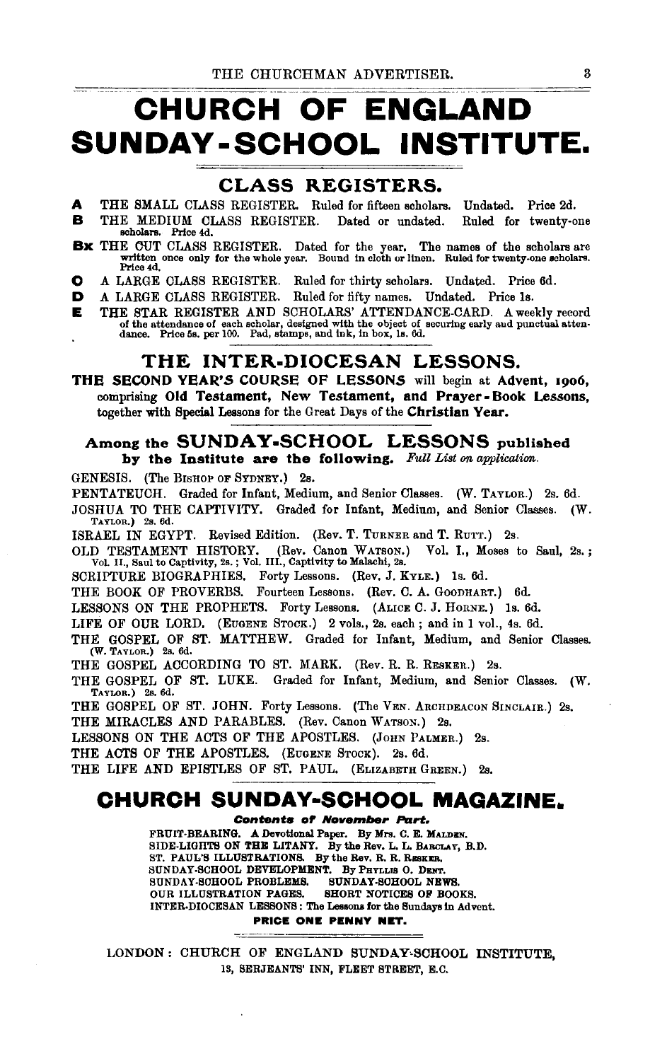# CHURCH OF ENGLAND SUNDAY-SCHOOL INSTITUTE.

## CLASS REGISTERS.

**A** THE SMALL CLASS REGISTER. Ruled for fifteen scholars. Undated. Price 2d.

**B** THE MEDIUM CLASS REGISTER. Dated or undated. Ruled for twenty-one scholars. Price 4d.

**Bx** THE CUT CLASS REGISTER. Dated for the year. The names of the scholars are written once only for the whole year. Bound in cloth or linen. Ruled for twenty-one scholars. Price 4d.

**C** A LARGE CLASS REGISTER. Ruled for thirty scholars. Undated. Price 6d.

**D** A LARGE CLASS REGISTER. Ruled for fifty names. Undated. Price 1s.

**E** THE STAR REGISTER AND SCHOLARS' ATTENDANCE-CARD. A weekly record of the attendance of each scholar, designed with the object of securing early and punctual attendance. Price 5s. per 100. Pad, stamps, and ink, in box, 1s. 6d.

## THE INTER-DIOCESAN LESSONS.

**THE SECOND YEAR'S COURSE OF LESSONS** will begin at **Advent, 1906,** comprising **Old Testament, New Testament, and Prayer-Book Lessons,** together with **Special Lessons** for the Great Days of the **Christian Year.**

### Among the SUNDAY-SCHOOL LESSONS published by the Institute are the following. *Full List on application.*

GENESIS. (The BISHOP OF SYDNEY.) 2s.

PENTATEUCH. Graded for Infant, Medium, and Senior Classes. (W. TAYLOR.) 2s. 6d.

JOSHUA TO THE CAPTIVITY. Graded for Infant, Medium, and Senior Classes. (W. TAYLOR.) 2s. 6d.

ISRAEL IN EGYPT. Revised Edition. (Rev. T. TURNER and T. RUTT.) 2s.

OLD TESTAMENT HISTORY. (Rev. Canon WATSON.) Vol. I., Moses to Saul, 2s.; Vol. II., Saul to Captivity, 2s.; Vol. III., Captivity to Malachi, 2s.

SCRIPTURE BIOGRAPHIES. Forty Lessons. (Rev. J. KYLE.) 1s. 6d.

THE BOOK OF PROVERBS. Fourteen Lessons. (Rev. C. A. GOODHART.) 6d.

LESSONS ON THE PROPHETS. Forty Lessons. (ALICE C. J. HORNE.) 1s. 6d.

LIFE OF OUR LORD. (EUGENE STOCK.) 2 vols., 2s. each; and in 1 vol., 4s. 6d.

THE GOSPEL OF ST. MATTHEW. Graded for Infant, Medium, and Senior Classes. (W. TAYLOR.) 2s. 6d.

THE GOSPEL ACCORDING TO ST. MARK. (Rev. R. R. RESKER.) 2s.

THE GOSPEL OF ST. LUKE. Graded for Infant, Medium, and Senior Classes. (W. TAYLOR.) 2s. 6d.

THE GOSPEL OF ST. JOHN. Forty Lessons. (The VEN. ARCHDEACON SINCLAIR.) 2s.

THE MIRACLES AND PARABLES. (Rev. Canon WATSON.) 2s.

LESSONS ON THE ACTS OF THE APOSTLES. (JOHN PALMER.) 2s.

THE ACTS OF THE APOSTLES. (EUGENE STOCK). 2s. 6d.

THE LIFE AND EPISTLES OF ST. PAUL. (ELIZABETH GREEN.) 2s.

## CHURCH SUNDAY-SCHOOL MAGAZINE.

***Contents of November Part.***

FRUIT-BEARING. A Devotional Paper. By Mrs. C. E. MALDEN.
SIDE-LIGHTS ON THE LITANY. By the Rev. L. L. BARCLAY, B.D.
ST. PAUL'S ILLUSTRATIONS. By the Rev. R. R. RESKER.
SUNDAY-SCHOOL DEVELOPMENT. By PHYLLIS O. DENT.
SUNDAY-SCHOOL PROBLEMS. SUNDAY-SCHOOL NEWS.
OUR ILLUSTRATION PAGES. SHORT NOTICES OF BOOKS.
INTER-DIOCESAN LESSONS: The Lessons for the Sundays in Advent.

**PRICE ONE PENNY NET.**

LONDON: CHURCH OF ENGLAND SUNDAY-SCHOOL INSTITUTE,
13, SERJEANTS' INN, FLEET STREET, E.C.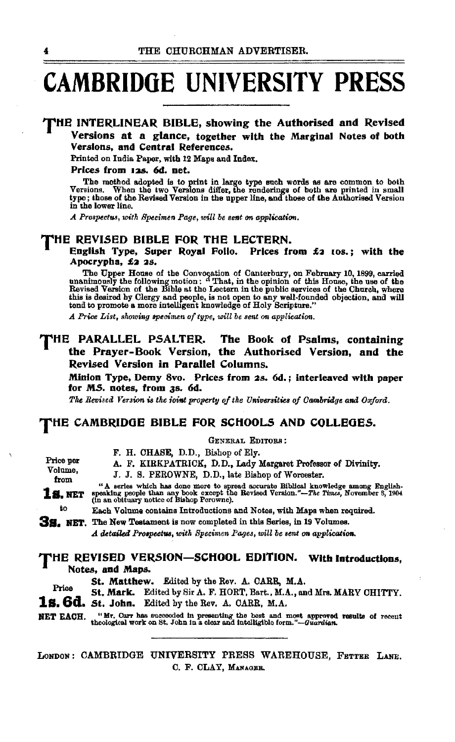# CAMBRIDGE UNIVERSITY PRESS

## THE INTERLINEAR BIBLE, showing the Authorised and Revised Versions at a glance, together with the Marginal Notes of both Versions, and Central References.

Printed on India Paper, with 12 Maps and Index.

**Prices from 12s. 6d. net.**

The method adopted is to print in large type such words as are common to both Versions. When the two Versions differ, the renderings of both are printed in small type; those of the Revised Version in the upper line, and those of the Authorised Version in the lower line.

*A Prospectus, with Specimen Page, will be sent on application.*

## THE REVISED BIBLE FOR THE LECTERN.

**English Type, Super Royal Folio. Prices from £2 10s.; with the Apocrypha, £2 2s.**

The Upper House of the Convocation of Canterbury, on February 10, 1899, carried unanimously the following motion: "That, in the opinion of this House, the use of the Revised Version of the Bible at the Lectern in the public services of the Church, where this is desired by Clergy and people, is not open to any well-founded objection, and will tend to promote a more intelligent knowledge of Holy Scripture."

*A Price List, showing specimen of type, will be sent on application.*

## THE PARALLEL PSALTER. The Book of Psalms, containing the Prayer-Book Version, the Authorised Version, and the Revised Version in Parallel Columns.

**Minion Type, Demy 8vo. Prices from 2s. 6d.; interleaved with paper for MS. notes, from 3s. 6d.**

*The Revised Version is the joint property of the Universities of Cambridge and Oxford.*

## THE CAMBRIDGE BIBLE FOR SCHOOLS AND COLLEGES.

GENERAL EDITORS:

F. H. CHASE, D.D., Bishop of Ely.
A. F. KIRKPATRICK, D.D., Lady Margaret Professor of Divinity.
J. J. S. PEROWNE, D.D., late Bishop of Worcester.

Price per Volume, from **1s. NET** to **3s. NET.**

"A series which has done more to spread accurate Biblical knowledge among English-speaking people than any book except the Revised Version."—*The Times*, November 8, 1904 (in an obituary notice of Bishop Perowne).

Each Volume contains Introductions and Notes, with Maps when required.

The New Testament is now completed in this Series, in 19 Volumes.

*A detailed Prospectus, with Specimen Pages, will be sent on application.*

## THE REVISED VERSION—SCHOOL EDITION. With Introductions, Notes, and Maps.

Price **1s. 6d.** NET EACH.

**St. Matthew.** Edited by the Rev. A. CARR, M.A.
**St. Mark.** Edited by Sir A. F. HORT, Bart., M.A., and Mrs. MARY CHITTY.
**St. John.** Edited by the Rev. A. CARR, M.A.

"Mr. Carr has succeeded in presenting the best and most approved results of recent theological work on St. John in a clear and intelligible form."—*Guardian.*

---

LONDON: CAMBRIDGE UNIVERSITY PRESS WAREHOUSE, FETTER LANE.
C. F. CLAY, MANAGER.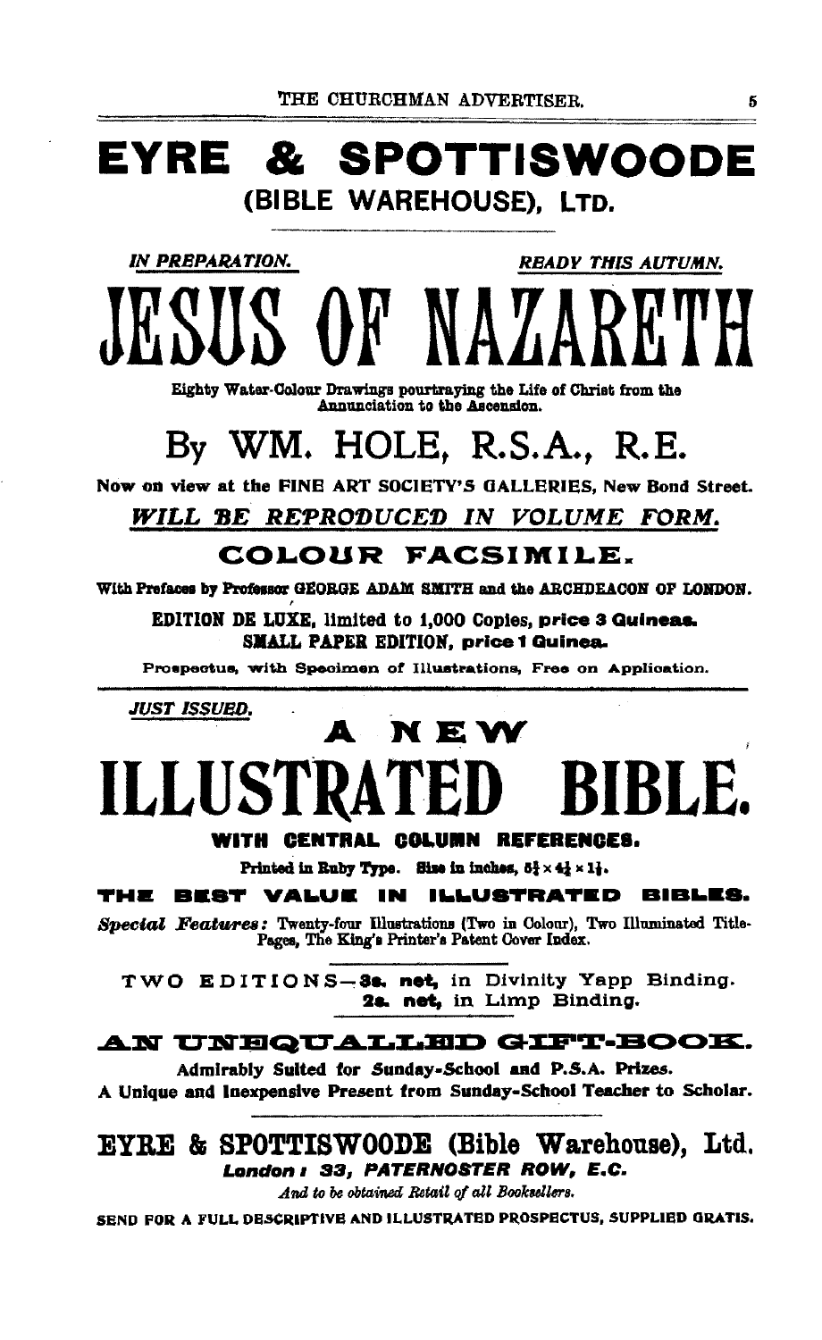# EYRE & SPOTTISWOODE

## (BIBLE WAREHOUSE), LTD.

*IN PREPARATION.* *READY THIS AUTUMN.*

# JESUS OF NAZARETH

**Eighty Water-Colour Drawings pourtraying the Life of Christ from the Annunciation to the Ascension.**

## By WM. HOLE, R.S.A., R.E.

**Now on view at the FINE ART SOCIETY'S GALLERIES, New Bond Street.**

***WILL BE REPRODUCED IN VOLUME FORM.***

### COLOUR FACSIMILE.

**With Prefaces by Professor GEORGE ADAM SMITH and the ARCHDEACON OF LONDON.**

**EDITION DE LUXE, limited to 1,000 Copies, price 3 Guineas.**
**SMALL PAPER EDITION, price 1 Guinea.**

**Prospectus, with Specimen of Illustrations, Free on Application.**

---

*JUST ISSUED.*

## A NEW

# ILLUSTRATED BIBLE.

**WITH CENTRAL COLUMN REFERENCES.**

**Printed in Ruby Type. Size in inches, $5\frac{1}{2} \times 4\frac{1}{4} \times 1\frac{1}{4}$.**

**THE BEST VALUE IN ILLUSTRATED BIBLES.**

***Special Features:*** Twenty-four Illustrations (Two in Colour), Two Illuminated Title-Pages, The King's Printer's Patent Cover Index.

TWO EDITIONS—**3s. net,** in Divinity Yapp Binding.
**2s. net,** in Limp Binding.

**AN UNEQUALLED GIFT-BOOK.**

**Admirably Suited for Sunday-School and P.S.A. Prizes.**
**A Unique and Inexpensive Present from Sunday-School Teacher to Scholar.**

---

## EYRE & SPOTTISWOODE (Bible Warehouse), Ltd.

***London: 33, PATERNOSTER ROW, E.C.***

*And to be obtained Retail of all Booksellers.*

SEND FOR A FULL DESCRIPTIVE AND ILLUSTRATED PROSPECTUS, SUPPLIED GRATIS.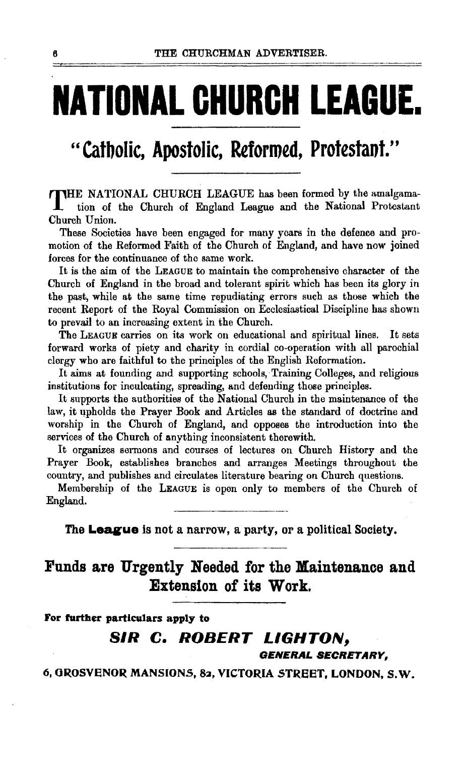# NATIONAL CHURCH LEAGUE.

## "Catholic, Apostolic, Reformed, Protestant."

THE NATIONAL CHURCH LEAGUE has been formed by the amalgamation of the Church of England League and the National Protestant Church Union.

These Societies have been engaged for many years in the defence and promotion of the Reformed Faith of the Church of England, and have now joined forces for the continuance of the same work.

It is the aim of the LEAGUE to maintain the comprehensive character of the Church of England in the broad and tolerant spirit which has been its glory in the past, while at the same time repudiating errors such as those which the recent Report of the Royal Commission on Ecclesiastical Discipline has shown to prevail to an increasing extent in the Church.

The LEAGUE carries on its work on educational and spiritual lines. It sets forward works of piety and charity in cordial co-operation with all parochial clergy who are faithful to the principles of the English Reformation.

It aims at founding and supporting schools, Training Colleges, and religious institutions for inculcating, spreading, and defending those principles.

It supports the authorities of the National Church in the maintenance of the law, it upholds the Prayer Book and Articles as the standard of doctrine and worship in the Church of England, and opposes the introduction into the services of the Church of anything inconsistent therewith.

It organizes sermons and courses of lectures on Church History and the Prayer Book, establishes branches and arranges Meetings throughout the country, and publishes and circulates literature bearing on Church questions.

Membership of the LEAGUE is open only to members of the Church of England.

**The League is not a narrow, a party, or a political Society.**

## Funds are Urgently Needed for the Maintenance and Extension of its Work.

**For further particulars apply to**

***SIR C. ROBERT LIGHTON,***

***GENERAL SECRETARY,***

**6, GROSVENOR MANSIONS, 82, VICTORIA STREET, LONDON, S.W.**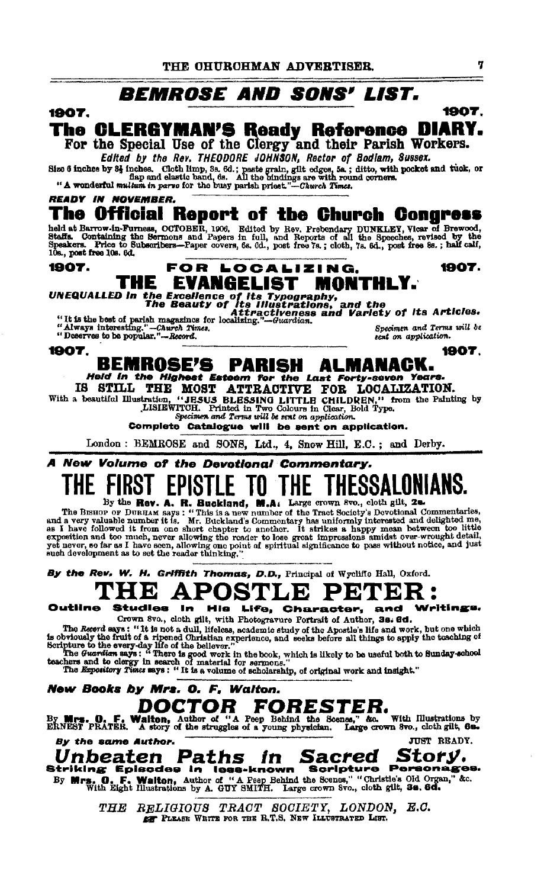# BEMROSE AND SONS' LIST.

1907. — 1907.

## The CLERGYMAN'S Ready Reference DIARY.

### For the Special Use of the Clergy and their Parish Workers.

*Edited by the Rev. THEODORE JOHNSON, Rector of Bodiam, Sussex.*

Size 6 inches by 3¾ inches. Cloth limp, 3s. 6d.; paste grain, gilt edges, 5s.; ditto, with pocket and tuck, or flap and elastic band, 6s. All the bindings are with round corners.

"A wonderful *multum in parvo* for the busy parish priest."—*Church Times.*

***READY IN NOVEMBER.***

## The Official Report of the Church Congress

held at Barrow-in-Furness, OCTOBER, 1906. Edited by Rev. Prebendary DUNKLEY, Vicar of Brewood, Staffs. Containing the Sermons and Papers in full, and Reports of all the Speeches, revised by the Speakers. Price to Subscribers—Paper covers, 6s. 6d., post free 7s.; cloth, 7s. 6d., post free 8s.; half calf, 10s., post free 10s. 6d.

1907. **FOR LOCALIZING.** 1907.

## THE EVANGELIST MONTHLY.

***UNEQUALLED in the Excellence of its Typography,***
***The Beauty of its Illustrations, and the***
***Attractiveness and Variety of its Articles.***

"It is the best of parish magazines for localizing."—*Guardian.*
"Always interesting."—*Church Times.*
"Deserves to be popular."—*Record.*

*Specimen and Terms will be sent on application.*

1907. — 1907.

## BEMROSE'S PARISH ALMANACK.

***Held in the Highest Esteem for the Last Forty-seven Years.***

**IS STILL THE MOST ATTRACTIVE FOR LOCALIZATION.**

With a beautiful Illustration, "JESUS BLESSING LITTLE CHILDREN," from the Painting by LISIEWITCH. Printed in Two Colours in Clear, Bold Type.

*Specimen and Terms will be sent on application.*

**Complete Catalogue will be sent on application.**

London: BEMROSE and SONS, Ltd., 4, Snow Hill, E.C.; and Derby.

---

***A New Volume of the Devotional Commentary.***

# THE FIRST EPISTLE TO THE THESSALONIANS.

By the **Rev. A. R. Buckland, M.A.** Large crown 8vo., cloth gilt, **2s.**

The BISHOP OF DURHAM says: "This is a new number of the Tract Society's Devotional Commentaries, and a very valuable number it is. Mr. Buckland's Commentary has uniformly interested and delighted me, as I have followed it from one short chapter to another. It strikes a happy mean between too little exposition and too much, never allowing the reader to lose great impressions amidst over-wrought detail, yet never, so far as I have seen, allowing one point of spiritual significance to pass without notice, and just such development as to set the reader thinking."

***By the Rev. W. H. Griffith Thomas, D.D.,*** Principal of Wycliffe Hall, Oxford.

# THE APOSTLE PETER:

### Outline Studies in His Life, Character, and Writings.

Crown 8vo., cloth gilt, with Photogravure Portrait of Author, **3s. 6d.**

The *Record* says: "It is not a dull, lifeless, academic study of the Apostle's life and work, but one which is obviously the fruit of a ripened Christian experience, and seeks before all things to apply the teaching of Scripture to the every-day life of the believer."

The *Guardian* says: "There is good work in the book, which is likely to be useful both to Sunday-school teachers and to clergy in search of material for sermons."

The *Expository Times* says: "It is a volume of scholarship, of original work and insight."

***New Books by Mrs. O. F. Walton.***

# *DOCTOR FORESTER.*

By **Mrs. O. F. Walton,** Author of "A Peep Behind the Scenes," &c. With Illustrations by ERNEST PRATER. A story of the struggles of a young physician. Large crown 8vo., cloth gilt, **6s.**

***By the same Author.*** — JUST READY.

## *Unbeaten Paths in Sacred Story.*

### Striking Episodes in less-known Scripture Personages.

By **Mrs. O. F. Walton,** Author of "A Peep Behind the Scenes," "Christie's Old Organ," &c. With Eight Illustrations by A. GUY SMITH. Large crown 8vo., cloth gilt, **3s. 6d.**

*THE RELIGIOUS TRACT SOCIETY, LONDON, E.C.*

PLEASE WRITE FOR THE R.T.S. NEW ILLUSTRATED LIST.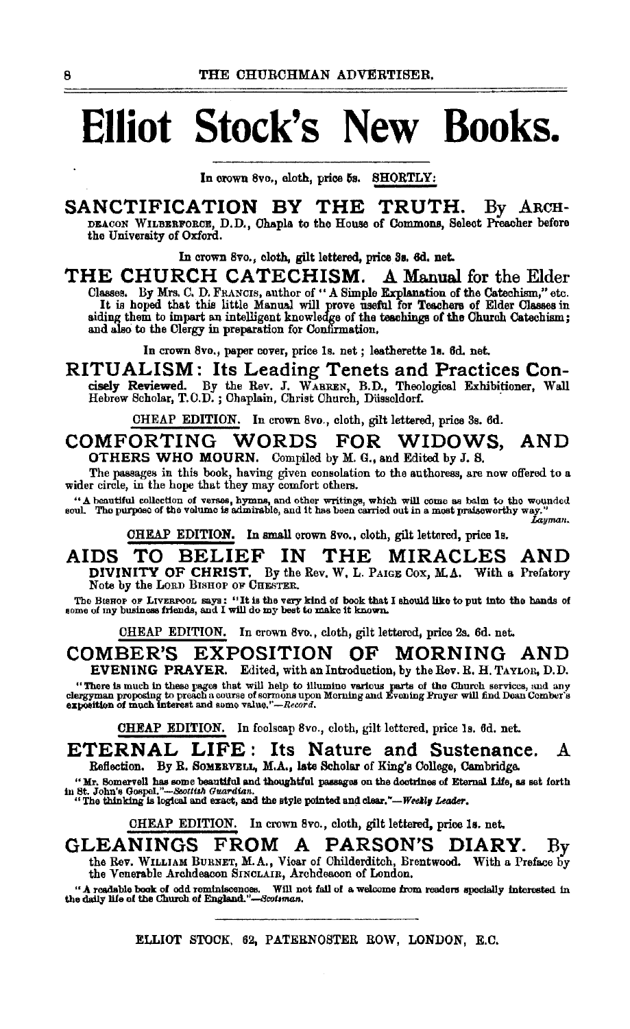# Elliot Stock's New Books.

In crown 8vo., cloth, price 5s. SHORTLY:

## SANCTIFICATION BY THE TRUTH.

By ARCHDEACON WILBERFORCE, D.D., Chaplain to the House of Commons, Select Preacher before the University of Oxford.

In crown 8vo., cloth, gilt lettered, price 3s. 6d. net.

## THE CHURCH CATECHISM. A Manual for the Elder Classes.

By Mrs. C. D. FRANCIS, author of "A Simple Explanation of the Catechism," etc.

It is hoped that this little Manual will prove useful for Teachers of Elder Classes in aiding them to impart an intelligent knowledge of the teachings of the Church Catechism; and also to the Clergy in preparation for Confirmation.

In crown 8vo., paper cover, price 1s. net; leatherette 1s. 6d. net.

## RITUALISM: Its Leading Tenets and Practices Concisely Reviewed.

By the Rev. J. WARREN, B.D., Theological Exhibitioner, Wall Hebrew Scholar, T.C.D.; Chaplain, Christ Church, Düsseldorf.

CHEAP EDITION. In crown 8vo., cloth, gilt lettered, price 3s. 6d.

## COMFORTING WORDS FOR WIDOWS, AND OTHERS WHO MOURN.

Compiled by M. G., and Edited by J. S.

The passages in this book, having given consolation to the authoress, are now offered to a wider circle, in the hope that they may comfort others.

"A beautiful collection of verses, hymns, and other writings, which will come as balm to the wounded soul. The purpose of the volume is admirable, and it has been carried out in a most praiseworthy way."—*Layman.*

CHEAP EDITION. In small crown 8vo., cloth, gilt lettered, price 1s.

## AIDS TO BELIEF IN THE MIRACLES AND DIVINITY OF CHRIST.

By the Rev. W. L. PAIGE COX, M.A. With a Prefatory Note by the LORD BISHOP OF CHESTER.

The BISHOP OF LIVERPOOL says: "It is the very kind of book that I should like to put into the hands of some of my business friends, and I will do my best to make it known.

CHEAP EDITION. In crown 8vo., cloth, gilt lettered, price 2s. 6d. net.

## COMBER'S EXPOSITION OF MORNING AND EVENING PRAYER.

Edited, with an Introduction, by the Rev. R. H. TAYLOR, D.D.

"There is much in these pages that will help to illumine various parts of the Church services, and any clergyman proposing to preach a course of sermons upon Morning and Evening Prayer will find Dean Comber's exposition of much interest and some value."—*Record.*

CHEAP EDITION. In foolscap 8vo., cloth, gilt lettered, price 1s. 6d. net.

## ETERNAL LIFE: Its Nature and Sustenance. A Reflection.

By R. SOMERVELL, M.A., late Scholar of King's College, Cambridge.

"Mr. Somervell has some beautiful and thoughtful passages on the doctrines of Eternal Life, as set forth in St. John's Gospel."—*Scottish Guardian.*

"The thinking is logical and exact, and the style pointed and clear."—*Weekly Leader.*

CHEAP EDITION. In crown 8vo., cloth, gilt lettered, price 1s. net.

## GLEANINGS FROM A PARSON'S DIARY.

By the Rev. WILLIAM BURNET, M.A., Vicar of Childerditch, Brentwood. With a Preface by the Venerable Archdeacon SINCLAIR, Archdeacon of London.

"A readable book of odd reminiscences. Will not fail of a welcome from readers specially interested in the daily life of the Church of England."—*Scotsman.*

ELLIOT STOCK, 62, PATERNOSTER ROW, LONDON, E.C.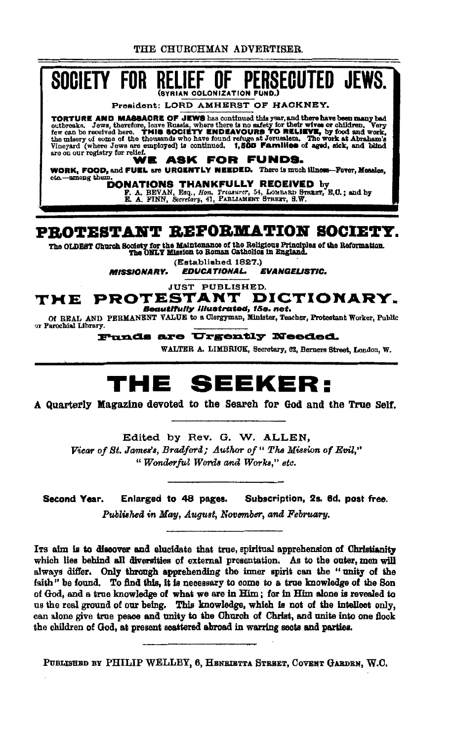# SOCIETY FOR RELIEF OF PERSECUTED JEWS.

(SYRIAN COLONIZATION FUND.)

President: LORD AMHERST OF HACKNEY.

**TORTURE AND MASSACRE OF JEWS** has continued this year, and there have been many bad outbreaks. Jews, therefore, leave Russia, where there is no safety for their wives or children. Very few can be received here. **THIS SOCIETY ENDEAVOURS TO RELIEVE,** by food and work, the misery of some of the thousands who have found refuge at Jerusalem. The work at Abraham's Vineyard (where Jews are employed) is continued. **1,500 Families** of aged, sick, and blind are on our registry for relief.

**WE ASK FOR FUNDS.**

**WORK, FOOD,** and **FUEL** are **URGENTLY NEEDED.** There is much illness—Fever, Measles, etc.—among them.

**DONATIONS THANKFULLY RECEIVED** by F. A. BEVAN, Esq., *Hon. Treasurer*, 54, LOMBARD STREET, E.C.; and by E. A. FINN, *Secretary*, 41, PARLIAMENT STREET, S.W.

---

# PROTESTANT REFORMATION SOCIETY.

The OLDEST Church Society for the Maintenance of the Religious Principles of the Reformation. The ONLY Mission to Roman Catholics in England.

(Established 1827.)

***MISSIONARY. EDUCATIONAL. EVANGELISTIC.***

JUST PUBLISHED.

## THE PROTESTANT DICTIONARY.

***Beautifully Illustrated, 15s. net.***

Of REAL AND PERMANENT VALUE to a Clergyman, Minister, Teacher, Protestant Worker, Public or Parochial Library.

**Funds are Urgently Needed.**

WALTER A. LIMBRICK, Secretary, 62, Berners Street, London, W.

---

# THE SEEKER:

**A Quarterly Magazine devoted to the Search for God and the True Self.**

Edited by Rev. G. W. ALLEN,

*Vicar of St. James's, Bradford; Author of "The Mission of Evil," "Wonderful Words and Works," etc.*

**Second Year. Enlarged to 48 pages. Subscription, 2s. 6d. post free.**

*Published in May, August, November, and February.*

ITS aim is to discover and elucidate that true, spiritual apprehension of Christianity which lies behind all diversities of external presentation. As to the outer, men will always differ. Only through apprehending the inner spirit can the "unity of the faith" be found. To find this, it is necessary to come to a true knowledge of the Son of God, and a true knowledge of what we are in Him; for in Him alone is revealed to us the real ground of our being. This knowledge, which is not of the intellect only, can alone give true peace and unity to the Church of Christ, and unite into one flock the children of God, at present scattered abroad in warring sects and parties.

PUBLISHED BY PHILIP WELLBY, 6, HENRIETTA STREET, COVENT GARDEN, W.C.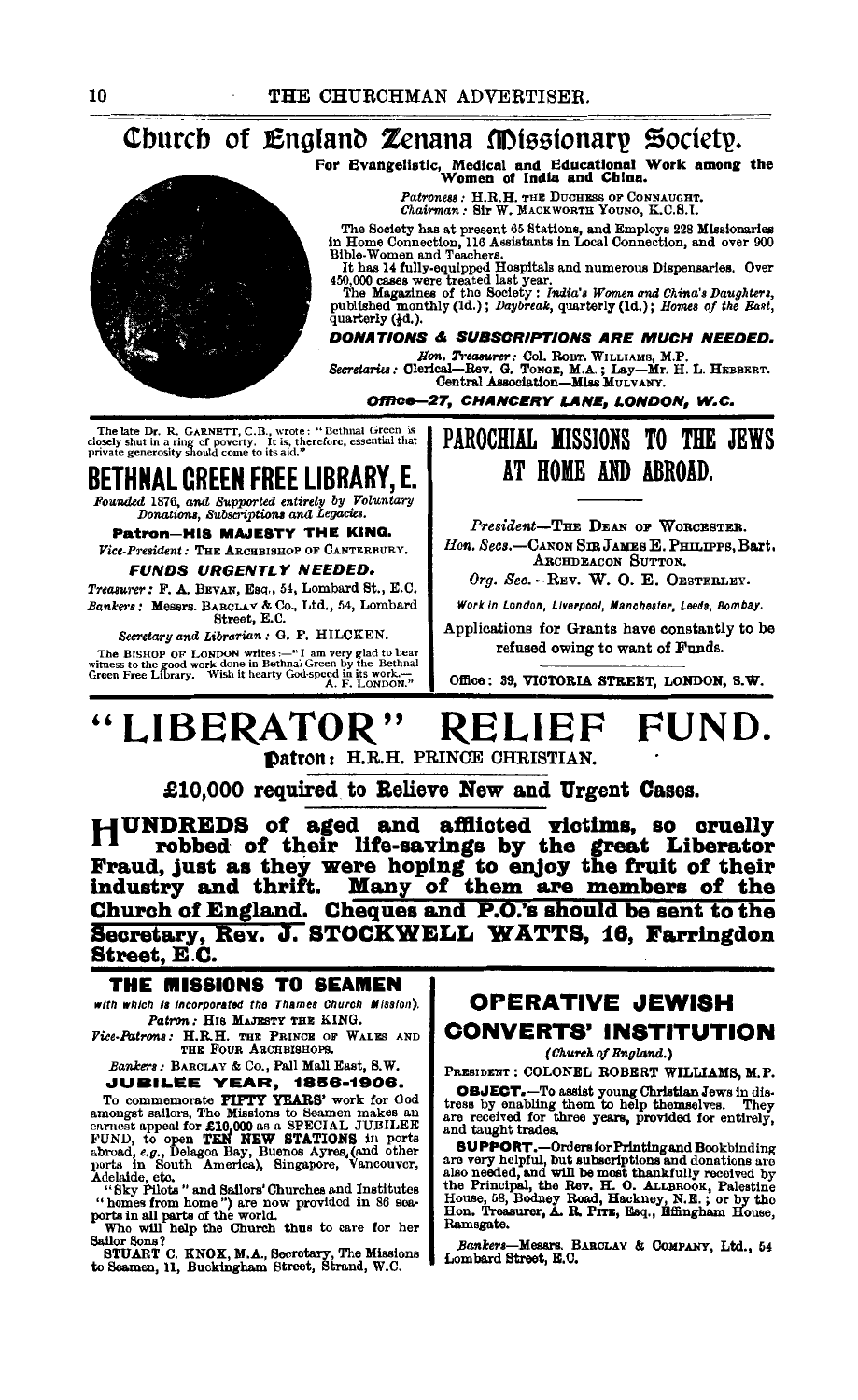# Church of England Zenana Missionary Society.

**For Evangelistic, Medical and Educational Work among the Women of India and China.**

*Patroness:* H.R.H. THE DUCHESS OF CONNAUGHT.
*Chairman:* Sir W. MACKWORTH YOUNG, K.C.S.I.

The Society has at present 65 Stations, and Employs 228 Missionaries in Home Connection, 116 Assistants in Local Connection, and over 900 Bible-Women and Teachers.

It has 14 fully-equipped Hospitals and numerous Dispensaries. Over 450,000 cases were treated last year.

The Magazines of the Society: *India's Women and China's Daughters*, published monthly (1d.); *Daybreak*, quarterly (1d.); *Homes of the East*, quarterly (½d.).

***DONATIONS & SUBSCRIPTIONS ARE MUCH NEEDED.***

*Hon. Treasurer:* Col. ROBT. WILLIAMS, M.P.
*Secretaries:* Clerical—Rev. G. TONGE, M.A.; Lay—Mr. H. L. HEBBERT.
Central Association—Miss MULVANY.

***Office—27, CHANCERY LANE, LONDON, W.C.***

---

The late Dr. R. GARNETT, C.B., wrote: "Bethnal Green is closely shut in a ring of poverty. It is, therefore, essential that private generosity should come to its aid."

# BETHNAL GREEN FREE LIBRARY, E.

*Founded 1876, and Supported entirely by Voluntary Donations, Subscriptions and Legacies.*

**Patron—HIS MAJESTY THE KING.**

*Vice-President:* THE ARCHBISHOP OF CANTERBURY.

***FUNDS URGENTLY NEEDED.***

*Treasurer:* F. A. BEVAN, Esq., 54, Lombard St., E.C.
*Bankers:* Messrs. BARCLAY & Co., Ltd., 54, Lombard Street, E.C.

*Secretary and Librarian:* G. F. HILCKEN.

The BISHOP OF LONDON writes:—"I am very glad to bear witness to the good work done in Bethnal Green by the Bethnal Green Free Library. Wish it hearty God-speed in its work.—A. F. LONDON."

---

# PAROCHIAL MISSIONS TO THE JEWS AT HOME AND ABROAD.

*President*—THE DEAN OF WORCESTER.
*Hon. Secs.*—CANON SIR JAMES E. PHILIPPS, Bart.
ARCHDEACON SUTTON.
*Org. Sec.*—REV. W. O. E. OESTERLEY.

*Work in London, Liverpool, Manchester, Leeds, Bombay.*

Applications for Grants have constantly to be refused owing to want of Funds.

Office: 39, VICTORIA STREET, LONDON, S.W.

---

# "LIBERATOR" RELIEF FUND.

**Patron:** H.R.H. PRINCE CHRISTIAN.

**£10,000 required to Relieve New and Urgent Cases.**

**HUNDREDS of aged and afflicted victims, so cruelly robbed of their life-savings by the great Liberator Fraud, just as they were hoping to enjoy the fruit of their industry and thrift. Many of them are members of the Church of England. Cheques and P.O.'s should be sent to the Secretary, Rev. J. STOCKWELL WATTS, 16, Farringdon Street, E.C.**

---

## THE MISSIONS TO SEAMEN

*with which is incorporated the Thames Church Mission).*

*Patron:* HIS MAJESTY THE KING.
*Vice-Patrons:* H.R.H. THE PRINCE OF WALES AND THE FOUR ARCHBISHOPS.

*Bankers:* BARCLAY & Co., Pall Mall East, S.W.

**JUBILEE YEAR, 1856-1906.**

To commemorate **FIFTY YEARS'** work for God amongst sailors, The Missions to Seamen makes an earnest appeal for **£10,000** as a SPECIAL JUBILEE FUND, to open **TEN NEW STATIONS** in ports abroad, *e.g.*, Delagoa Bay, Buenos Ayres, (and other ports in South America), Singapore, Vancouver, Adelaide, etc.

"Sky Pilots" and Sailors' Churches and Institutes "homes from home") are now provided in 86 seaports in all parts of the world.

Who will help the Church thus to care for her Sailor Sons?

**STUART** C. KNOX, M.A., Secretary, The Missions to Seamen, 11, Buckingham Street, Strand, W.C.

---

## OPERATIVE JEWISH CONVERTS' INSTITUTION

*(Church of England.)*

PRESIDENT: COLONEL ROBERT WILLIAMS, M.P.

**OBJECT.**—To assist young Christian Jews in distress by enabling them to help themselves. They are received for three years, provided for entirely, and taught trades.

**SUPPORT.**—Orders for Printing and Bookbinding are very helpful, but subscriptions and donations are also needed, and will be most thankfully received by the Principal, the Rev. H. O. ALLBROOK, Palestine House, 58, Bodney Road, Hackney, N.E.; or by the Hon. Treasurer, A. R. PITE, Esq., Effingham House, Ramsgate.

*Bankers*—Messrs. BARCLAY & COMPANY, Ltd., 54 Lombard Street, E.C.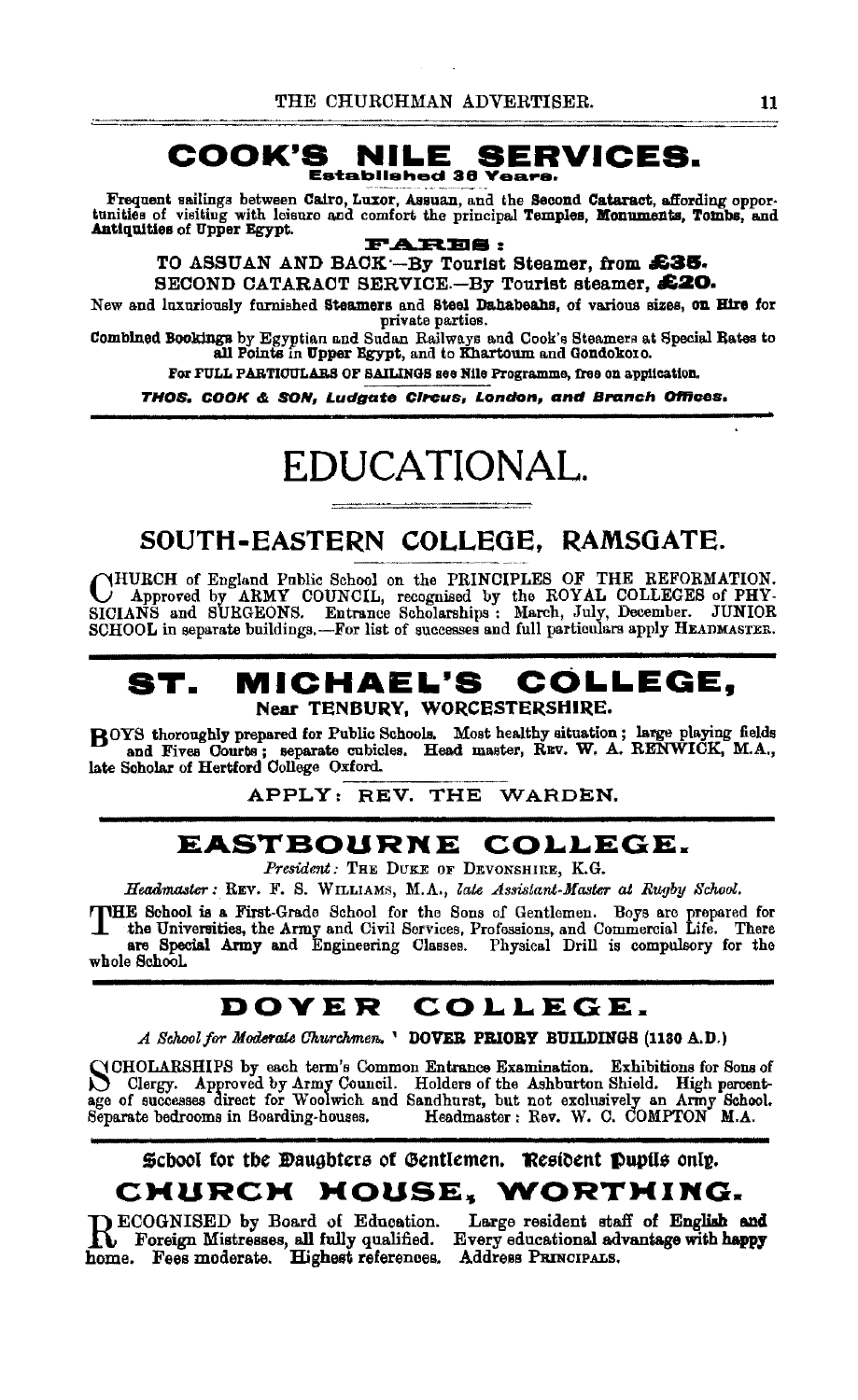## COOK'S NILE SERVICES.

**Established 38 Years.**

Frequent sailings between **Cairo, Luxor, Assuan,** and the **Second Cataract,** affording opportunities of visiting with leisure and comfort the principal **Temples, Monuments, Tombs,** and **Antiquities** of Upper Egypt.

**FARES:**

TO ASSUAN AND BACK—By **Tourist Steamer, from £35.**

SECOND CATARACT SERVICE.—By **Tourist steamer, £20.**

New and luxuriously furnished **Steamers** and **Steel Dahabeahs,** of various sizes, **on Hire** for private parties.

**Combined Bookings** by Egyptian and Sudan Railways and Cook's Steamers at **Special Rates** to **all Points in Upper Egypt,** and to **Khartoum** and **Gondokoro.**

**For FULL PARTICULARS OF SAILINGS see Nile Programme, free on application.**

***THOS. COOK & SON, Ludgate Circus, London, and Branch Offices.***

# EDUCATIONAL.

## SOUTH-EASTERN COLLEGE, RAMSGATE.

CHURCH of England Public School on the PRINCIPLES OF THE REFORMATION. Approved by ARMY COUNCIL, recognised by the ROYAL COLLEGES of PHYSICIANS and SURGEONS. Entrance Scholarships: March, July, December. JUNIOR SCHOOL in separate buildings.—For list of successes and full particulars apply HEADMASTER.

## ST. MICHAEL'S COLLEGE,

**Near TENBURY, WORCESTERSHIRE.**

BOYS thoroughly prepared for Public Schools. Most healthy situation; large playing fields and Fives Courts; separate cubicles. Head master, REV. W. A. RENWICK, M.A., late Scholar of Hertford College Oxford.

APPLY: REV. THE WARDEN.

## EASTBOURNE COLLEGE.

*President:* THE DUKE OF DEVONSHIRE, K.G.

*Headmaster:* REV. F. S. WILLIAMS, M.A., *late Assistant-Master at Rugby School.*

THE School is a First-Grade School for the Sons of Gentlemen. Boys are prepared for the Universities, the Army and Civil Services, Professions, and Commercial Life. There are **Special Army** and Engineering Classes. Physical Drill is compulsory for the whole School.

## DOVER COLLEGE.

*A School for Moderate Churchmen.* ' **DOVER PRIORY BUILDINGS (1130 A.D.)**

SCHOLARSHIPS by each term's Common Entrance Examination. Exhibitions for Sons of Clergy. Approved by Army Council. Holders of the Ashburton Shield. High percentage of successes direct for Woolwich and Sandhurst, but not exclusively an Army School. Separate bedrooms in Boarding-houses. Headmaster: Rev. W. C. COMPTON M.A.

**School for the Daughters of Gentlemen. Resident Pupils only.**

## CHURCH HOUSE, WORTHING.

RECOGNISED by Board of Education. Large resident staff of **English and** Foreign Mistresses, all fully qualified. Every educational advantage with **happy home.** Fees moderate. **Highest references.** Address PRINCIPALS.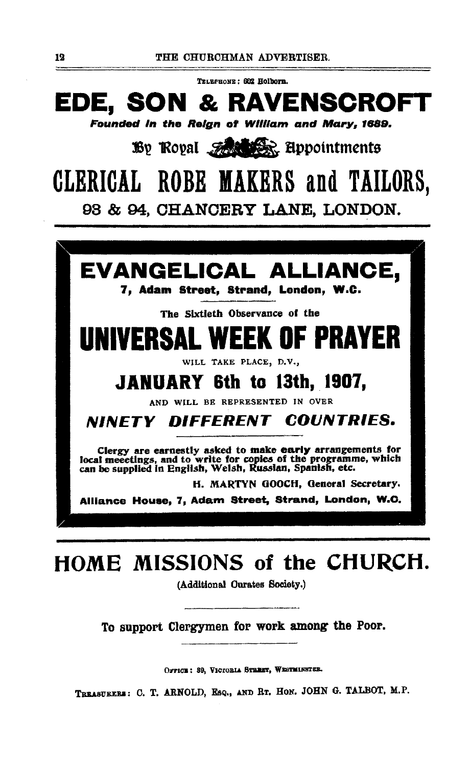TELEPHONE: 602 Holborn.

# EDE, SON & RAVENSCROFT

***Founded in the Reign of William and Mary, 1689.***

By Royal Appointments

# CLERICAL ROBE MAKERS and TAILORS,

**93 & 94, CHANCERY LANE, LONDON.**

---

# EVANGELICAL ALLIANCE,

**7, Adam Street, Strand, London, W.C.**

The Sixtieth Observance of the

# UNIVERSAL WEEK OF PRAYER

WILL TAKE PLACE, D.V.,

## JANUARY 6th to 13th, 1907,

AND WILL BE REPRESENTED IN OVER

***NINETY DIFFERENT COUNTRIES.***

**Clergy are earnestly asked to make early arrangements for local meeetings, and to write for copies of the programme, which can be supplied in English, Welsh, Russian, Spanish, etc.**

**H. MARTYN GOOCH, General Secretary.**

**Alliance House, 7, Adam Street, Strand, London, W.C.**

---

# HOME MISSIONS of the CHURCH.

(Additional Curates Society.)

**To support Clergymen for work among the Poor.**

OFFICE: 39, VICTORIA STREET, WESTMINSTER.

TREASURERS: C. T. ARNOLD, ESQ., AND RT. HON. JOHN G. TALBOT, M.P.